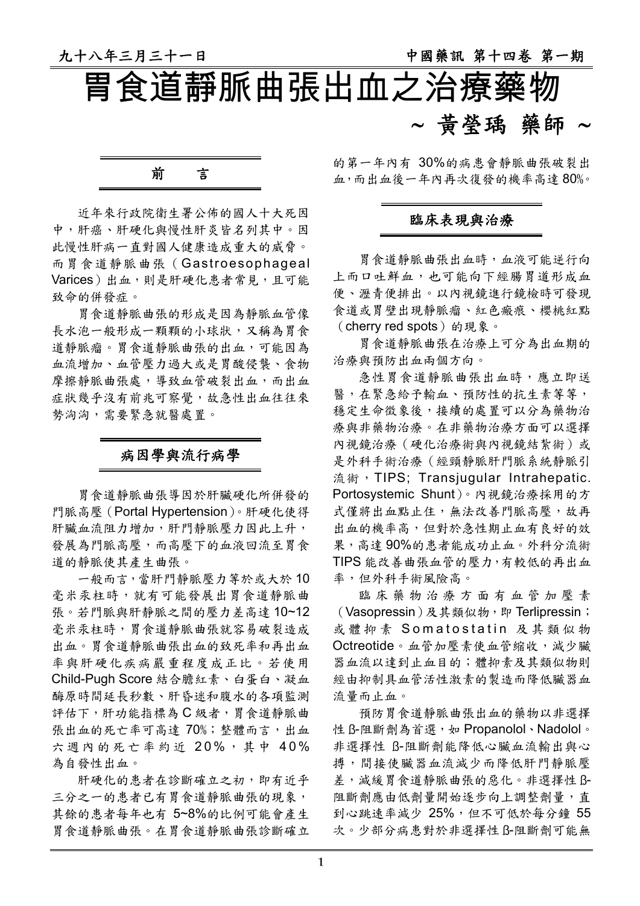# 胃食道靜脈曲張出血之治療藥物

~ 黃瑩瑀 藥師 ~

## 前　　言

近年來行政院衛生署公佈的國人十大死因中，肝癌、肝硬化與慢性肝炎皆名列其中。因此慢性肝病一直對國人健康造成重大的威脅。而胃食道靜脈曲張（Gastroesophageal Varices）出血，則是肝硬化患者常見，且可能致命的併發症。

胃食道靜脈曲張的形成是因為靜脈血管像長水泡一般形成一顆顆的小球狀，又稱為胃食道靜脈瘤。胃食道靜脈曲張的出血，可能因為血流增加、血管壓力過大或是胃酸侵襲、食物摩擦靜脈曲張處，導致血管破裂出血，而出血症狀幾乎沒有前兆可察覺，故急性出血往往來勢洶洶，需要緊急就醫處置。

## 病因學與流行病學

胃食道靜脈曲張導因於肝臟硬化所併發的門脈高壓（Portal Hypertension）。肝硬化使得肝臟血流阻力增加，肝門靜脈壓力因此上升，發展為門脈高壓，而高壓下的血液回流至胃食道的靜脈使其產生曲張。

一般而言，當肝門靜脈壓力等於或大於 10 毫米汞柱時，就有可能發展出胃食道靜脈曲張。若門脈與肝靜脈之間的壓力差高達 10~12 毫米汞柱時，胃食道靜脈曲張就容易破裂造成出血。胃食道靜脈曲張出血的致死率和再出血率與肝硬化疾病嚴重程度成正比。若使用 Child-Pugh Score 結合膽紅素、白蛋白、凝血酶原時間延長秒數、肝昏迷和腹水的各項監測評估下，肝功能指標為 C 級者，胃食道靜脈曲張出血的死亡率可高達 70%；整體而言，出血六週內的死亡率約近 20%，其中 40% 為自發性出血。

肝硬化的患者在診斷確立之初，即有近乎三分之一的患者已有胃食道靜脈曲張的現象，其餘的患者每年也有 5~8%的比例可能會產生胃食道靜脈曲張。在胃食道靜脈曲張診斷確立的第一年內有 30%的病患會靜脈曲張破裂出血，而出血後一年內再次復發的機率高達 80%。

## 臨床表現與治療

胃食道靜脈曲張出血時，血液可能逆行向上而口吐鮮血，也可能向下經腸胃道形成血便、瀝青便排出。以內視鏡進行鏡檢時可發現食道或胃壁出現靜脈瘤、紅色瘢痕、櫻桃紅點（cherry red spots）的現象。

胃食道靜脈曲張在治療上可分為出血期的治療與預防出血兩個方向。

急性胃食道靜脈曲張出血時，應立即送醫，在緊急給予輸血、預防性的抗生素等等，穩定生命徵象後，接續的處置可以分為藥物治療與非藥物治療。在非藥物治療方面可以選擇內視鏡治療（硬化治療術與內視鏡結紮術）或是外科手術治療（經頸靜脈肝門脈系統靜脈引流術，TIPS; Transjugular Intrahepatic. Portosystemic Shunt）。內視鏡治療採用的方式僅將出血點止住，無法改善門脈高壓，故再出血的機率高，但對於急性期止血有良好的效果，高達 90%的患者能成功止血。外科分流術 TIPS 能改善曲張血管的壓力，有較低的再出血率，但外科手術風險高。

臨床藥物治療方面有血管加壓素（Vasopressin）及其類似物，即 Terlipressin；或體抑素 Somatostatin 及其類似物 Octreotide。血管加壓素使血管縮收，減少臟器血流以達到止血目的；體抑素及其類似物則經由抑制具血管活性激素的製造而降低臟器血流量而止血。

預防胃食道靜脈曲張出血的藥物以非選擇性 β-阻斷劑為首選，如 Propanolol、Nadolol。非選擇性 β-阻斷劑能降低心臟血流輸出與心搏，間接使臟器血流減少而降低肝門靜脈壓差，減緩胃食道靜脈曲張的惡化。非選擇性 β-阻斷劑應由低劑量開始逐步向上調整劑量，直到心跳速率減少 25%，但不可低於每分鐘 55 次。少部分病患對於非選擇性 β-阻斷劑可能無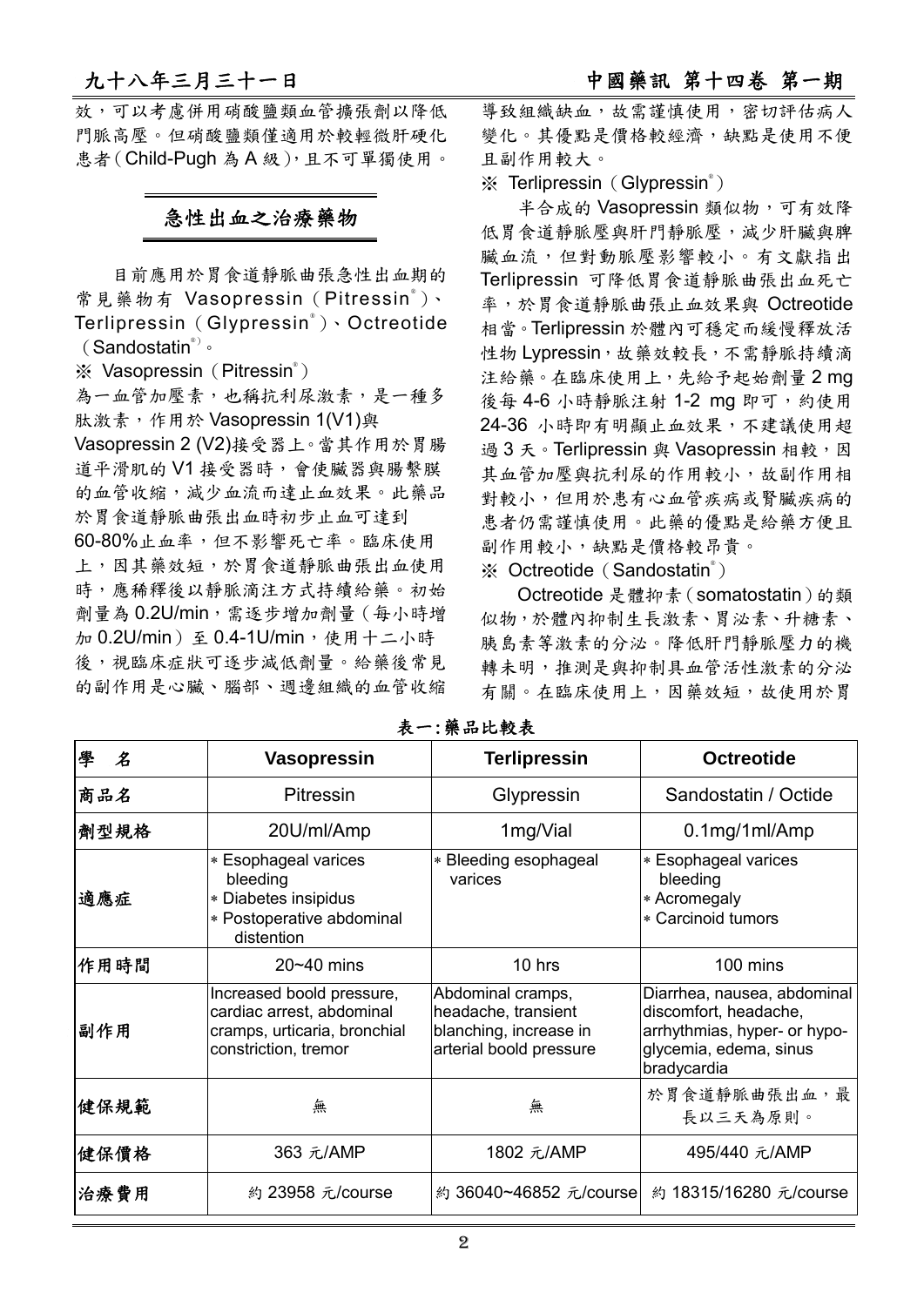效，可以考慮併用硝酸鹽類血管擴張劑以降低門脈高壓。但硝酸鹽類僅適用於較輕微肝硬化患者(Child-Pugh 為 A 級)，且不可單獨使用。

## 急性出血之治療藥物

目前應用於胃食道靜脈曲張急性出血期的常見藥物有 Vasopressin（Pitressin®）、Terlipressin（Glypressin®）、Octreotide（Sandostatin®）。

※ Vasopressin（Pitressin®）

為一血管加壓素，也稱抗利尿激素，是一種多肽激素，作用於 Vasopressin 1(V1)與 Vasopressin 2 (V2)接受器上。當其作用於胃腸道平滑肌的 V1 接受器時，會使臟器與腸繫膜的血管收縮，減少血流而達止血效果。此藥品於胃食道靜脈曲張出血時初步止血可達到 60-80%止血率，但不影響死亡率。臨床使用上，因其藥效短，於胃食道靜脈曲張出血使用時，應稀釋後以靜脈滴注方式持續給藥。初始劑量為 0.2U/min，需逐步增加劑量（每小時增加 0.2U/min）至 0.4-1U/min，使用十二小時後，視臨床症狀可逐步減低劑量。給藥後常見的副作用是心臟、腦部、週邊組織的血管收縮導致組織缺血，故需謹慎使用，密切評估病人變化。其優點是價格較經濟，缺點是使用不便且副作用較大。

※ Terlipressin（Glypressin®）

半合成的 Vasopressin 類似物，可有效降低胃食道靜脈壓與肝門靜脈壓，減少肝臟與脾臟血流，但對動脈壓影響較小。有文獻指出 Terlipressin 可降低胃食道靜脈曲張出血死亡率，於胃食道靜脈曲張止血效果與 Octreotide 相當。Terlipressin 於體內可穩定而緩慢釋放活性物 Lypressin，故藥效較長，不需靜脈持續滴注給藥。在臨床使用上，先給予起始劑量 2 mg 後每 4-6 小時靜脈注射 1-2 mg 即可，約使用 24-36 小時即有明顯止血效果，不建議使用超過 3 天。Terlipressin 與 Vasopressin 相較，因其血管加壓與抗利尿的作用較小，故副作用相對較小，但用於患有心血管疾病或腎臟疾病的患者仍需謹慎使用。此藥的優點是給藥方便且副作用較小，缺點是價格較昂貴。

※ Octreotide（Sandostatin®）

Octreotide 是體抑素（somatostatin）的類似物，於體內抑制生長激素、胃泌素、升糖素、胰島素等激素的分泌。降低肝門靜脈壓力的機轉未明，推測是與抑制具血管活性激素的分泌有關。在臨床使用上，因藥效短，故使用於胃

表一：藥品比較表

| 學　名 | Vasopressin | Terlipressin | Octreotide |
|---|---|---|---|
| 商品名 | Pitressin | Glypressin | Sandostatin / Octide |
| 劑型規格 | 20U/ml/Amp | 1mg/Vial | 0.1mg/1ml/Amp |
| 適應症 | * Esophageal varices bleeding<br>* Diabetes insipidus<br>* Postoperative abdominal distention | * Bleeding esophageal varices | * Esophageal varices bleeding<br>* Acromegaly<br>* Carcinoid tumors |
| 作用時間 | 20~40 mins | 10 hrs | 100 mins |
| 副作用 | Increased boold pressure, cardiac arrest, abdominal cramps, urticaria, bronchial constriction, tremor | Abdominal cramps, headache, transient blanching, increase in arterial boold pressure | Diarrhea, nausea, abdominal discomfort, headache, arrhythmias, hyper- or hypo-glycemia, edema, sinus bradycardia |
| 健保規範 | 無 | 無 | 於胃食道靜脈曲張出血，最長以三天為原則。 |
| 健保價格 | 363 元/AMP | 1802 元/AMP | 495/440 元/AMP |
| 治療費用 | 約 23958 元/course | 約 36040~46852 元/course | 約 18315/16280 元/course |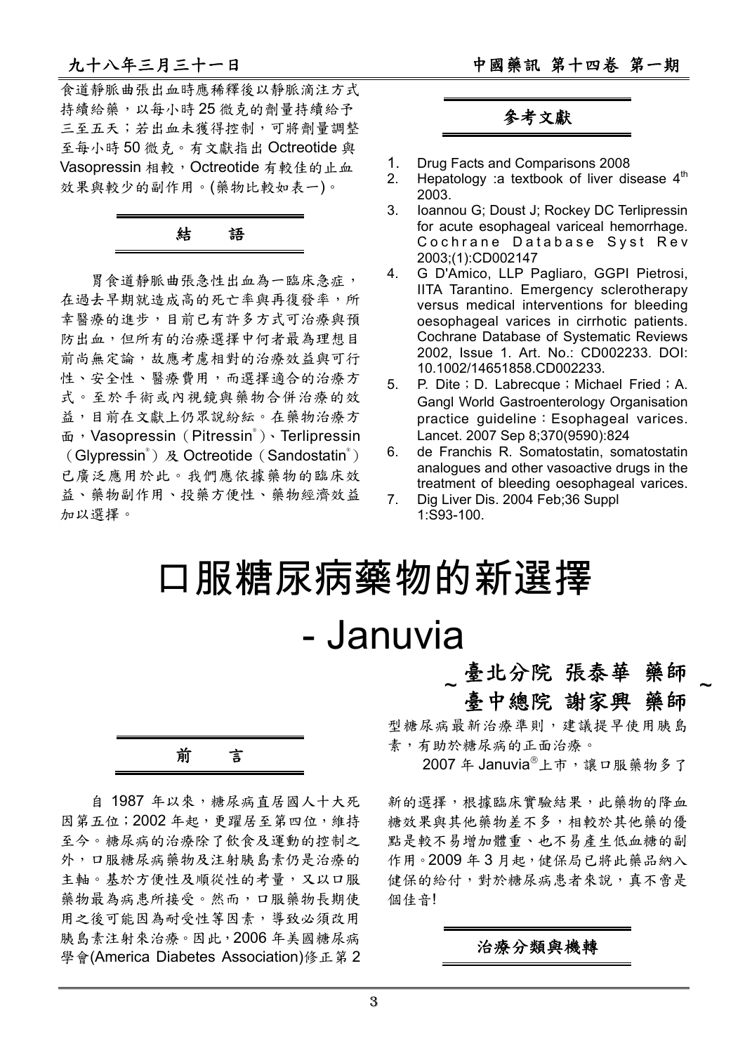食道靜脈曲張出血時應稀釋後以靜脈滴注方式持續給藥，以每小時 25 微克的劑量持續給予三至五天；若出血未獲得控制，可將劑量調整至每小時 50 微克。有文獻指出 Octreotide 與 Vasopressin 相較，Octreotide 有較佳的止血效果與較少的副作用。(藥物比較如表一)。

## 結　語

胃食道靜脈曲張急性出血為一臨床急症，在過去早期就造成高的死亡率與再復發率，所幸醫療的進步，目前已有許多方式可治療與預防出血，但所有的治療選擇中何者最為理想目前尚無定論，故應考慮相對的治療效益與可行性、安全性、醫療費用，而選擇適合的治療方式。至於手術或內視鏡與藥物合併治療的效益，目前在文獻上仍眾說紛紜。在藥物治療方面，Vasopressin（Pitressin®）、Terlipressin（Glypressin®）及 Octreotide（Sandostatin®）已廣泛應用於此。我們應依據藥物的臨床效益、藥物副作用、投藥方便性、藥物經濟效益加以選擇。

## 參考文獻

1. Drug Facts and Comparisons 2008
2. Hepatology :a textbook of liver disease 4th 2003.
3. Ioannou G; Doust J; Rockey DC Terlipressin for acute esophageal variceal hemorrhage. Cochrane Database Syst Rev 2003;(1):CD002147
4. G D'Amico, LLP Pagliaro, GGPI Pietrosi, IITA Tarantino. Emergency sclerotherapy versus medical interventions for bleeding oesophageal varices in cirrhotic patients. Cochrane Database of Systematic Reviews 2002, Issue 1. Art. No.: CD002233. DOI: 10.1002/14651858.CD002233.
5. P. Dite；D. Labrecque；Michael Fried；A. Gangl World Gastroenterology Organisation practice guideline：Esophageal varices. Lancet. 2007 Sep 8;370(9590):824
6. de Franchis R. Somatostatin, somatostatin analogues and other vasoactive drugs in the treatment of bleeding oesophageal varices.
7. Dig Liver Dis. 2004 Feb;36 Suppl 1:S93-100.

# 口服糖尿病藥物的新選擇 - Januvia

~ 臺北分院 張泰華 藥師
臺中總院 謝家興 藥師 ~

## 前　言

自 1987 年以來，糖尿病直居國人十大死因第五位；2002 年起，更躍居至第四位，維持至今。糖尿病的治療除了飲食及運動的控制之外，口服糖尿病藥物及注射胰島素仍是治療的主軸。基於方便性及順從性的考量，又以口服藥物最為病患所接受。然而，口服藥物長期使用之後可能因為耐受性等因素，導致必須改用胰島素注射來治療。因此，2006 年美國糖尿病學會(America Diabetes Association)修正第 2 型糖尿病最新治療準則，建議提早使用胰島素，有助於糖尿病的正面治療。

2007 年 Januvia®上市，讓口服藥物多了新的選擇，根據臨床實驗結果，此藥物的降血糖效果與其他藥物差不多，相較於其他藥的優點是較不易增加體重、也不易產生低血糖的副作用。2009 年 3 月起，健保局已將此藥品納入健保的給付，對於糖尿病患者來說，真不啻是個佳音!

## 治療分類與機轉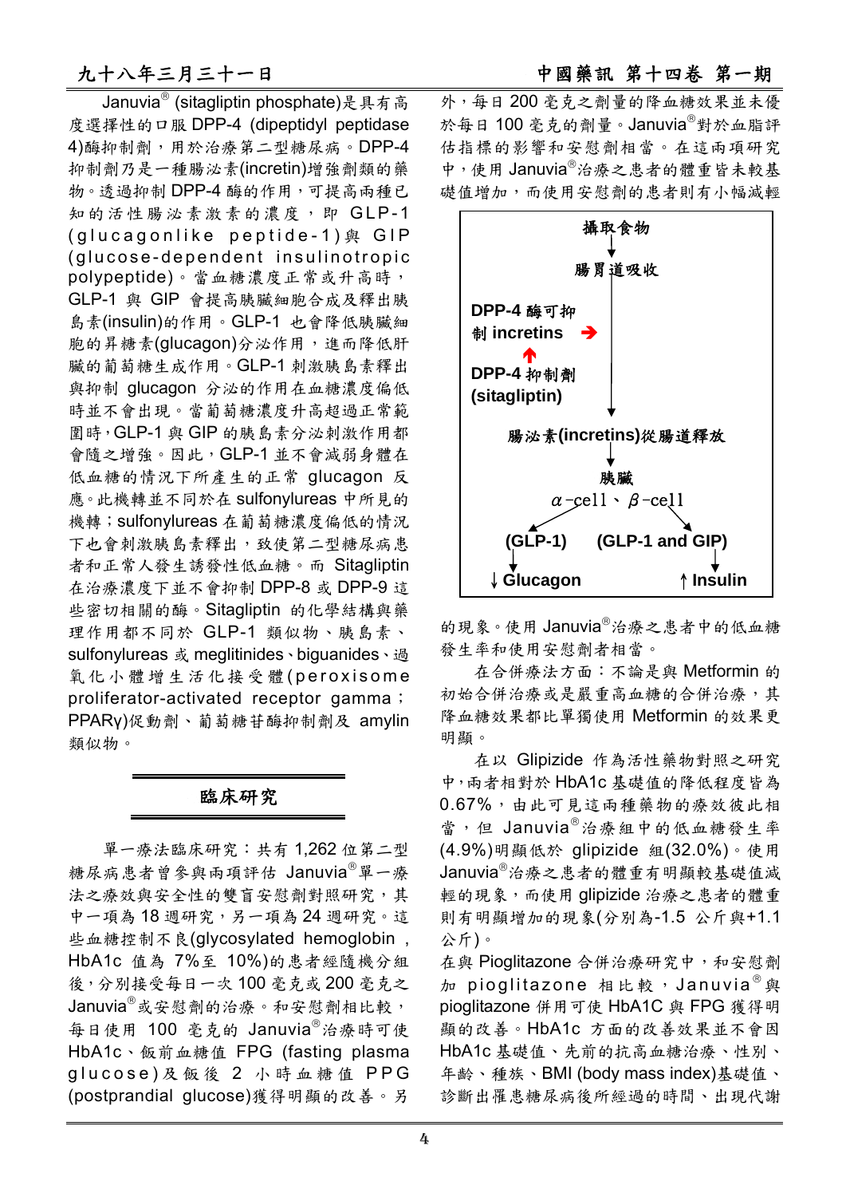Januvia® (sitagliptin phosphate)是具有高度選擇性的口服 DPP-4 (dipeptidyl peptidase 4)酶抑制劑，用於治療第二型糖尿病。DPP-4 抑制劑乃是一種腸泌素(incretin)增強劑類的藥物。透過抑制 DPP-4 酶的作用，可提高兩種已知的活性腸泌素激素的濃度，即 GLP-1 (glucagonlike peptide-1)與 GIP (glucose-dependent insulinotropic polypeptide)。當血糖濃度正常或升高時，GLP-1 與 GIP 會提高胰臟細胞合成及釋出胰島素(insulin)的作用。GLP-1 也會降低胰臟細胞的升糖素(glucagon)分泌作用，進而降低肝臟的葡萄糖生成作用。GLP-1 刺激胰島素釋出與抑制 glucagon 分泌的作用在血糖濃度偏低時並不會出現。當葡萄糖濃度升高超過正常範圍時，GLP-1 與 GIP 的胰島素分泌刺激作用都會隨之增強。因此，GLP-1 並不會減弱身體在低血糖的情況下所產生的正常 glucagon 反應。此機轉並不同於在 sulfonylureas 中所見的機轉；sulfonylureas 在葡萄糖濃度偏低的情況下也會刺激胰島素釋出，致使第二型糖尿病患者和正常人誘發性低血糖。而 Sitagliptin 在治療濃度下並不會抑制 DPP-8 或 DPP-9 這些密切相關的酶。Sitagliptin 的化學結構與藥理作用都不同於 GLP-1 類似物、胰島素、sulfonylureas 或 meglitinides、biguanides、過氧化小體增生活化接受體(peroxisome proliferator-activated receptor gamma；PPARγ)促動劑、葡萄糖苷酶抑制劑及 amylin 類似物。

## 臨床研究

單一療法臨床研究：共有 1,262 位第二型糖尿病患者曾參與兩項評估 Januvia®單一療法之療效與安全性的雙盲安慰劑對照研究，其中一項為 18 週研究，另一項為 24 週研究。這些血糖控制不良(glycosylated hemoglobin，HbA1c 值為 7%至 10%)的患者經隨機分組後，分別接受每日一次 100 毫克或 200 毫克之 Januvia®或安慰劑的治療。和安慰劑相比較，每日使用 100 毫克的 Januvia®治療時可使 HbA1c、飯前血糖值 FPG (fasting plasma glucose)及飯後 2 小時血糖值 PPG (postprandial glucose)獲得明顯的改善。另外，每日 200 毫克之劑量的降血糖效果並未優於每日 100 毫克的劑量。Januvia®對於血脂評估指標的影響和安慰劑相當。在這兩項研究中，使用 Januvia®治療之患者的體重皆未較基礎值增加，而使用安慰劑的患者則有小幅減輕的現象。使用 Januvia®治療之患者中的低血糖發生率和使用安慰劑者相當。

| |
|---|
| 攝取食物 |
| ↓ |
| 腸胃道吸收 |
| DPP-4 酶可抑制 incretins ➔ |
| ↑ |
| DPP-4 抑制劑 (sitagliptin) |
| ↓ |
| 腸泌素(incretins)從腸道釋放 |
| ↓ |
| 胰臟 |
| α-cell、β-cell |
| (GLP-1) (GLP-1 and GIP) |
| ↓Glucagon ↑Insulin |

在合併療法方面：不論是與 Metformin 的初始合併治療或是嚴重高血糖的合併治療，其降血糖效果都比單獨使用 Metformin 的效果更明顯。

在以 Glipizide 作為活性藥物對照之研究中，兩者相對於 HbA1c 基礎值的降低程度皆為 0.67%，由此可見這兩種藥物的療效彼此相當，但 Januvia®治療組中的低血糖發生率(4.9%)明顯低於 glipizide 組(32.0%)。使用 Januvia®治療之患者的體重有明顯較基礎值減輕的現象，而使用 glipizide 治療之患者的體重則有明顯增加的現象(分別為-1.5 公斤與+1.1 公斤)。

在與 Pioglitazone 合併治療研究中，和安慰劑加 pioglitazone 相比較，Januvia®與 pioglitazone 併用可使 HbA1C 與 FPG 獲得明顯的改善。HbA1c 方面的改善效果並不會因 HbA1c 基礎值、先前的抗高血糖治療、性別、年齡、種族、BMI (body mass index)基礎值、診斷出罹患糖尿病後所經過的時間、出現代謝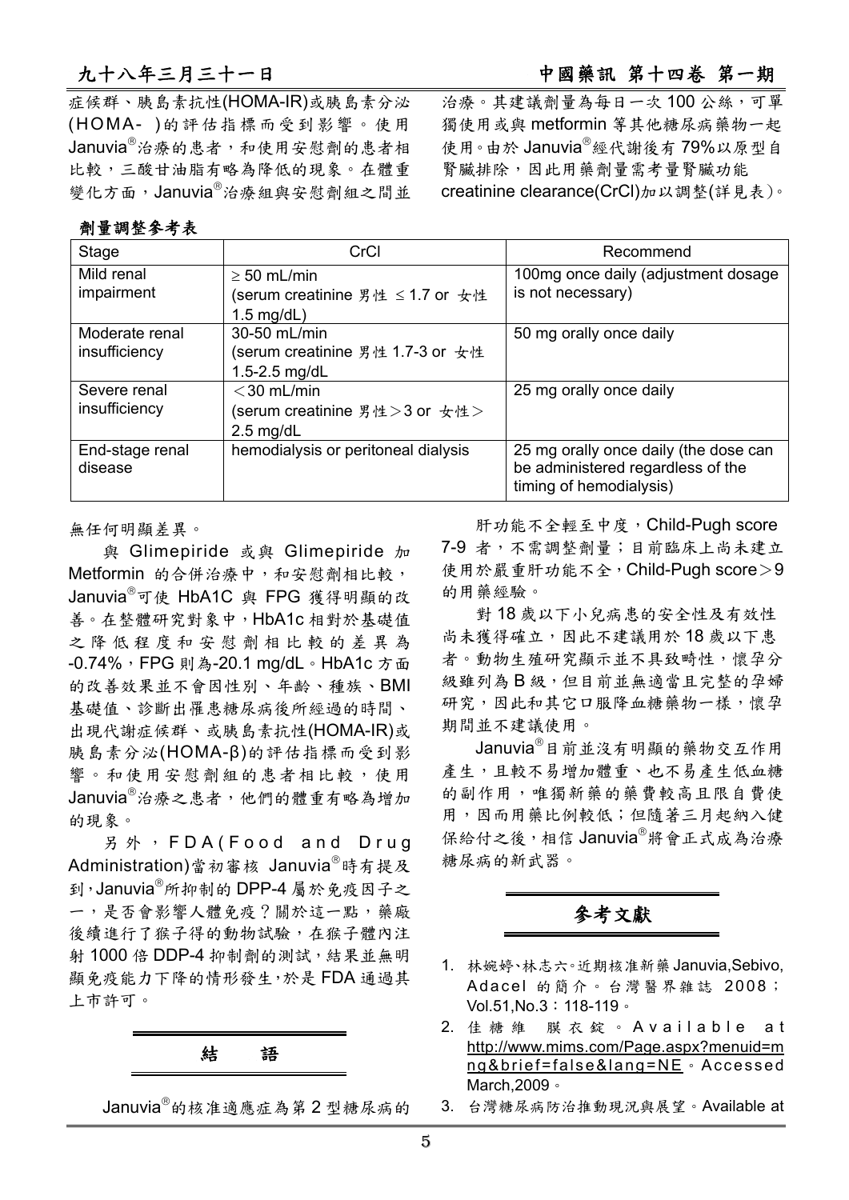症候群、胰島素抗性(HOMA-IR)或胰島素分泌(HOMA- )的評估指標而受到影響。使用Januvia®治療的患者，和使用安慰劑的患者相比較，三酸甘油脂有略為降低的現象。在體重變化方面，Januvia®治療組與安慰劑組之間並無任何明顯差異。

與 Glimepiride 或與 Glimepiride 加 Metformin 的合併治療中，和安慰劑相比較，Januvia®可使 HbA1C 與 FPG 獲得明顯的改善。在整體研究對象中，HbA1c 相對於基礎值之降低程度和安慰劑相比較的差異為-0.74%，FPG 則為-20.1 mg/dL。HbA1c 方面的改善效果並不會因性別、年齡、種族、BMI 基礎值、診斷出罹患糖尿病後所經過的時間、出現代謝症候群、或胰島素抗性(HOMA-IR)或胰島素分泌(HOMA-β)的評估指標而受到影響。和使用安慰劑組的患者相比較，使用Januvia®治療之患者，他們的體重有略為增加的現象。

另外，FDA(Food and Drug Administration)當初審核 Januvia®時有提及到，Januvia®所抑制的 DPP-4 屬於免疫因子之一，是否會影響人體免疫？關於這一點，藥廠後續進行了猴子得的動物試驗，在猴子體內注射 1000 倍 DDP-4 抑制劑的測試，結果並無明顯免疫能力下降的情形發生，於是 FDA 通過其上市許可。

## 結　　語

Januvia®的核准適應症為第 2 型糖尿病的治療。其建議劑量為每日一次 100 公絲，可單獨使用或與 metformin 等其他糖尿病藥物一起使用。由於 Januvia®經代謝後有 79%以原型自腎臟排除，因此用藥劑量需考量腎臟功能 creatinine clearance(CrCl)加以調整(詳見表)。

**劑量調整參考表**

| Stage | CrCl | Recommend |
|---|---|---|
| Mild renal impairment | ≥ 50 mL/min (serum creatinine 男性 ≤ 1.7 or 女性 1.5 mg/dL) | 100mg once daily (adjustment dosage is not necessary) |
| Moderate renal insufficiency | 30-50 mL/min (serum creatinine 男性 1.7-3 or 女性 1.5-2.5 mg/dL | 50 mg orally once daily |
| Severe renal insufficiency | ＜30 mL/min (serum creatinine 男性＞3 or 女性＞2.5 mg/dL | 25 mg orally once daily |
| End-stage renal disease | hemodialysis or peritoneal dialysis | 25 mg orally once daily (the dose can be administered regardless of the timing of hemodialysis) |

肝功能不全輕至中度，Child-Pugh score 7-9 者，不需調整劑量；目前臨床上尚未建立使用於嚴重肝功能不全，Child-Pugh score＞9 的用藥經驗。

對 18 歲以下小兒病患的安全性及有效性尚未獲得確立，因此不建議用於 18 歲以下患者。動物生殖研究顯示並不具致畸性，懷孕分級雖列為 B 級，但目前並無適當且完整的孕婦研究，因此和其它口服降血糖藥物一樣，懷孕期間並不建議使用。

Januvia®目前並沒有明顯的藥物交互作用產生，且較不易增加體重、也不易產生低血糖的副作用，唯獨新藥的藥費較高且限自費使用，因而用藥比例較低；但隨著三月起納入健保給付之後，相信 Januvia®將會正式成為治療糖尿病的新武器。

## 參考文獻

1. 林婉婷、林志六。近期核准新藥 Januvia,Sebivo, Adacel 的簡介。台灣醫界雜誌 2008；Vol.51,No.3：118-119。
2. 佳糖維 膜衣錠。Available at http://www.mims.com/Page.aspx?menuid=mng&brief=false&lang=NE。Accessed March,2009。
3. 台灣糖尿病防治推動現況與展望。Available at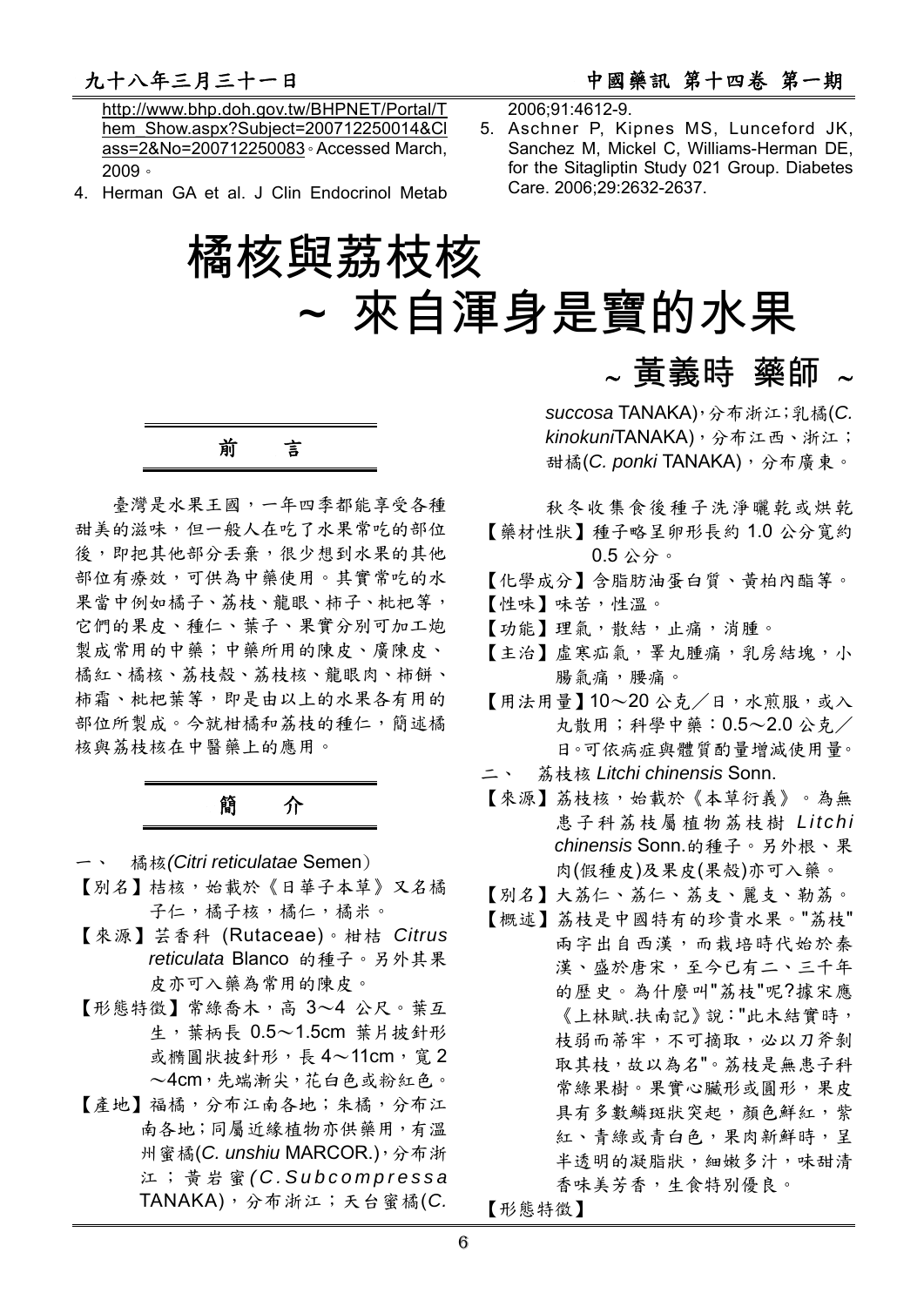http://www.bhp.doh.gov.tw/BHPNET/Portal/Them_Show.aspx?Subject=200712250014&Class=2&No=200712250083。Accessed March, 2009。

4. Herman GA et al. J Clin Endocrinol Metab 2006;91:4612-9.
5. Aschner P, Kipnes MS, Lunceford JK, Sanchez M, Mickel C, Williams-Herman DE, for the Sitagliptin Study 021 Group. Diabetes Care. 2006;29:2632-2637.

# 橘核與荔枝核 ~ 來自渾身是寶的水果

~ 黃義時 藥師 ~

## 前　　言

臺灣是水果王國，一年四季都能享受各種甜美的滋味，但一般人在吃了水果常吃的部位後，即把其他部分丟棄，很少想到水果的其他部位有療效，可供為中藥使用。其實常吃的水果當中例如橘子、荔枝、龍眼、柿子、枇杷等，它們的果皮、種仁、葉子、果實分別可加工炮製成常用的中藥；中藥所用的陳皮、廣陳皮、橘紅、橘核、荔枝殼、荔枝核、龍眼肉、柿餅、柿霜、枇杷葉等，即是由以上的水果各有用的部位所製成。今就柑橘和荔枝的種仁，簡述橘核與荔枝核在中醫藥上的應用。

## 簡　　介

一、　橘核(*Citri reticulatae* Semen)

【別名】桔核，始載於《日華子本草》又名橘子仁，橘子核，橘仁，橘米。

【來源】芸香科 (Rutaceae)。柑桔 *Citrus reticulata* Blanco 的種子。另外其果皮亦可入藥為常用的陳皮。

【形態特徵】常綠喬木，高 3～4 公尺。葉互生，葉柄長 0.5～1.5cm 葉片披針形或橢圓狀披針形，長 4～11cm，寬 2～4cm，先端漸尖，花白色或粉紅色。

【產地】福橘，分布江南各地；朱橘，分布江南各地；同屬近緣植物亦供藥用，有溫州蜜橘(*C. unshiu* MARCOR.)，分布浙江；黃岩蜜(*C.Subcompressa* TANAKA)，分布浙江；天台蜜橘(*C. succosa* TANAKA)，分布浙江；乳橘(*C. kinokuni*TANAKA)，分布江西、浙江；甜橘(*C. ponki* TANAKA)，分布廣東。

秋冬收集食後種子洗淨曬乾或烘乾

【藥材性狀】種子略呈卵形長約 1.0 公分寬約 0.5 公分。

【化學成分】含脂肪油蛋白質、黃柏內酯等。

【性味】味苦，性溫。

【功能】理氣，散結，止痛，消腫。

【主治】虛寒疝氣，睪丸腫痛，乳房結塊，小腸氣痛，腰痛。

【用法用量】10～20 公克／日，水煎服，或入丸散用；科學中藥：0.5～2.0 公克／日。可依病症與體質酌量增減使用量。

二、　荔枝核 *Litchi chinensis* Sonn.

【來源】荔枝核，始載於《本草衍義》。為無患子科荔枝屬植物荔枝樹 *Litchi chinensis* Sonn.的種子。另外根、果肉(假種皮)及果皮(果殼)亦可入藥。

【別名】大荔仁、荔仁、荔支、麗支、勒荔。

【概述】荔枝是中國特有的珍貴水果。"荔枝"兩字出自西漢，而栽培時代始於秦漢、盛於唐宋，至今已有二、三千年的歷史。為什麼叫"荔枝"呢?據宋應《上林賦.扶南記》說："此木結實時，枝弱而蒂牢，不可摘取，必以刀斧劙取其枝，故以為名"。荔枝是無患子科常綠果樹。果實心臟形或圓形，果皮具有多數鱗斑狀突起，顏色鮮紅，紫紅、青綠或青白色，果肉新鮮時，呈半透明的凝脂狀，細嫩多汁，味甜清香味美芳香，生食特別優良。

【形態特徵】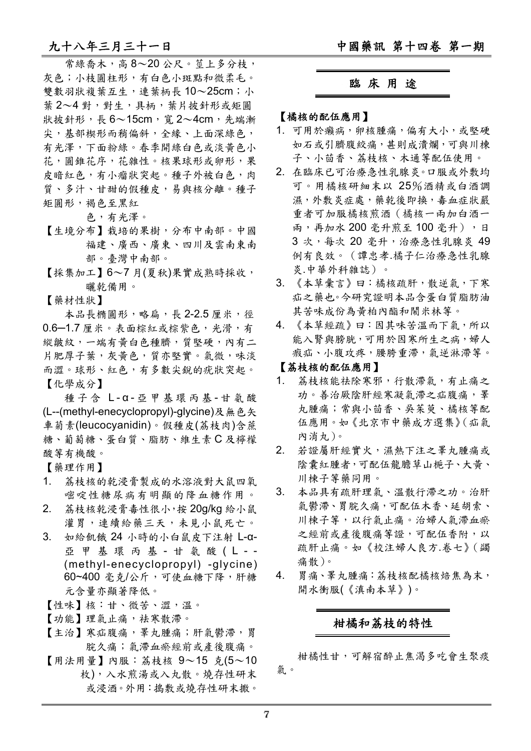常綠喬木，高 8～20 公尺。莖上多分枝，灰色；小枝圓柱形，有白色小斑點和微柔毛。雙數羽狀複葉互生，連葉柄長 10～25cm；小葉 2～4 對，對生，具柄，葉片披針形或矩圓狀披針形，長 6～15cm，寬 2～4cm，先端漸尖，基部楔形而稍偏斜，全緣、上面深綠色，有光澤，下面粉綠。春季開綠白色或淡黃色小花，圓錐花序，花雜性。核果球形或卵形，果皮暗紅色，有小瘤狀突起。種子外被白色，肉質、多汁、甘甜的假種皮，易與核分離。種子矩圓形，褐色至黑紅色，有光澤。

【生境分布】栽培的果樹，分布中南部。中國福建、廣西、廣東、四川及雲南東南部。臺灣中南部。

【採集加工】6～7 月(夏秋)果實成熟時採收，曬乾備用。

【藥材性狀】

本品長橢圓形，略扁，長 2-2.5 厘米，徑 0.6─1.7 厘米。表面棕紅或棕紫色，光滑，有縱皺紋，一端有黃白色種臍，質堅硬，內有二片肥厚子葉，灰黃色，質亦堅實。氣微，味淡而澀。球形、紅色，有多數尖銳的疣狀突起。

【化學成分】

種子含 L-α-亞甲基環丙基-甘氨酸 (L--(methyl-enecyclopropyl)-glycine)及無色矢車菊素(leucocyanidin)。假種皮(荔枝肉)含蔗糖、葡萄糖、蛋白質、脂肪、維生素 C 及檸檬酸等有機酸。

【藥理作用】

1. 荔枝核的乾浸膏製成的水溶液對大鼠四氧嘧啶性糖尿病有明顯的降血糖作用。
2. 荔枝核乾浸膏毒性很小，按 20g/kg 給小鼠灌胃，連續給藥三天，未見小鼠死亡。
3. 如給飢餓 24 小時的小白鼠皮下注射 L-α-亞甲基環丙基-甘氨酸(L--(methyl-enecyclopropyl) -glycine) 60~400 毫克/公斤，可使血糖下降，肝糖元含量亦顯著降低。

【性味】核：甘、微苦、澀，溫。

【功能】理氣止痛，袪寒散滯。

【主治】寒疝腹痛，睪丸腫痛；肝氣鬱滯，胃脘久痛；氣滯血瘀經前或產後腹痛。

【用法用量】內服：荔枝核 9～15 克(5～10 枚)，入水煎湯或入丸散。燒存性研末或浸酒。外用：搗敷或燒存性研末撒。

## 臨床用途

**【橘核的配伍應用】**

1. 可用於癩病，卵核腫痛，偏有大小，或堅硬如石或引臍腹絞痛，甚則成潰爛，可與川楝子、小茴香、荔枝核、木通等配伍使用。
2. 在臨床已可治療急性乳腺炎。口服或外敷均可。用橘核研細末以 25%酒精或白酒調濕，外敷炎症處，藥乾後即換，毒血症狀嚴重者可加服橘核煎酒（橘核一兩加白酒一兩，再加水 200 毫升煎至 100 毫升），日 3 次，每次 20 毫升，治療急性乳腺炎 49 例有良效。（譚忠孝.橘子仁治療急性乳腺炎.中華外科雜誌）。
3. 《本草彙言》曰：橘核疏肝，散逆氣，下寒疝之藥也。今研究證明本品含蛋白質脂肪油其苦味成份為黃柏內酯和閹米林等。
4. 《本草經疏》曰：因其味苦溫而下氣，所以能入腎與膀胱，可用於因寒所生之病，婦人瘕疝、小腹攻疼，腰胯重滯，氣逆淋滯等。

**【荔枝核的配伍應用】**

1. 荔枝核能袪除寒邪，行散滯氣，有止痛之功。善治厥陰肝經寒凝氣滯之疝腹痛，睪丸腫痛；常與小茴香、吳茱萸、橘核等配伍應用。如《北京市中藥成方選集》(疝氣內消丸)。
2. 若證屬肝經實火，濕熱下注之睪丸腫痛或陰囊紅腫者，可配伍龍膽草山梔子、大黃、川楝子等藥同用。
3. 本品具有疏肝理氣、溫散行滯之功。治肝氣鬱滯、胃脘久痛，可配伍木香、延胡索、川楝子等，以行氣止痛。治婦人氣滯血瘀之經前或產後腹痛等證，可配伍香附，以疏肝止痛。如《校注婦人良方.卷七》(蠲痛散)。
4. 胃痛、睪丸腫痛：荔枝核配橘核焙焦為末，開水衝服(《滇南本草》)。

## 柑橘和荔枝的特性

柑橘性甘，可解宿醉止焦渴多吃會生聚痰氣。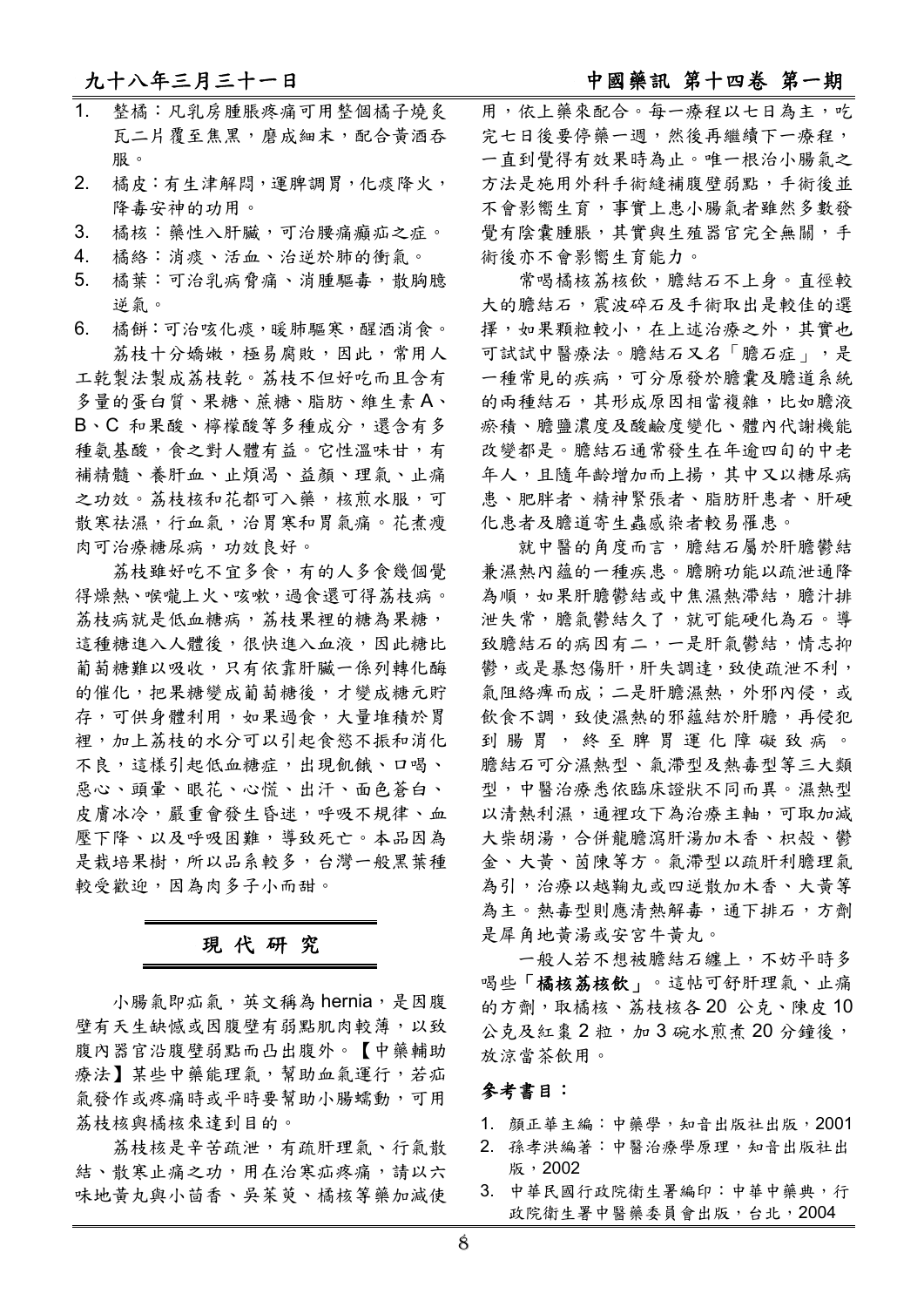1. 整橘：凡乳房腫脹疼痛可用整個橘子燒炙瓦二片覆至焦黑，磨成細末，配合黃酒吞服。
2. 橘皮：有生津解悶，運脾調胃，化痰降火，降毒安神的功用。
3. 橘核：藥性入肝臟，可治腰痛癩疝之症。
4. 橘絡：消痰、活血、治逆於肺的衝氣。
5. 橘葉：可治乳病脅痛、消腫驅毒，散胸臆逆氣。
6. 橘餅：可治咳化痰，暖肺驅寒，醒酒消食。

荔枝十分嬌嫩，極易腐敗，因此，常用人工乾製法製成荔枝乾。荔枝不但好吃而且含有多量的蛋白質、果糖、蔗糖、脂肪、維生素 A、B、C 和果酸、檸檬酸等多種成分，還含有多種氨基酸，食之對人體有益。它性溫味甘，有補精髓、養肝血、止煩渴、益顏、理氣、止痛之功效。荔枝核和花都可入藥，核煎水服，可散寒祛濕，行血氣，治胃寒和胃氣痛。花煮瘦肉可治療糖尿病，功效良好。

荔枝雖好吃不宜多食，有的人多食幾個覺得燥熱、喉嚨上火、咳嗽，過食還可得荔枝病。荔枝病就是低血糖病，荔枝果裡的糖為果糖，這種糖進入人體後，很快進入血液，因此糖比葡萄糖難以吸收，只有依靠肝臟一係列轉化酶的催化，把果糖變成葡萄糖後，才變成糖元貯存，可供身體利用，如果過食，大量堆積於胃裡，加上荔枝的水分可以引起食慾不振和消化不良，這樣引起低血糖症，出現飢餓、口喝、惡心、頭暈、眼花、心慌、出汗、面色蒼白、皮膚冰冷，嚴重會發生昏迷，呼吸不規律、血壓下降、以及呼吸困難，導致死亡。本品因為是栽培果樹，所以品系較多，台灣一般黑葉種較受歡迎，因為肉多子小而甜。

## 現 代 研 究

小腸氣即疝氣，英文稱為 hernia，是因腹壁有天生缺憾或因腹壁有弱點肌肉較薄，以致腹內器官沿腹壁弱點而凸出腹外。【中藥輔助療法】某些中藥能理氣，幫助血氣運行，若疝氣發作或疼痛時或平時要幫助小腸蠕動，可用荔枝核與橘核來達到目的。

荔枝核是辛苦疏泄，有疏肝理氣、行氣散結、散寒止痛之功，用在治寒疝疼痛，請以六味地黃丸與小茴香、吳茱萸、橘核等藥加減使用，依上藥來配合。每一療程以七日為主，吃完七日後要停藥一週，然後再繼續下一療程，一直到覺得有效果時為止。唯一根治小腸氣之方法是施用外科手術縫補腹壁弱點，手術後並不會影響生育，事實上患小腸氣者雖然多數發覺有陰囊腫脹，其實與生殖器官完全無關，手術後亦不會影響生育能力。

常喝橘核荔核飲，膽結石不上身。直徑較大的膽結石，震波碎石及手術取出是較佳的選擇，如果顆粒較小，在上述治療之外，其實也可試試中醫療法。膽結石又名「膽石症」，是一種常見的疾病，可分原發於膽囊及膽道系統的兩種結石，其形成原因相當複雜，比如膽液瘀積、膽鹽濃度及酸鹼度變化、體內代謝機能改變都是。膽結石通常發生在年逾四旬的中老年人，且隨年齡增加而上揚，其中又以糖尿病患、肥胖者、精神緊張者、脂肪肝患者、肝硬化患者及膽道寄生蟲感染者較易罹患。

就中醫的角度而言，膽結石屬於肝膽鬱結兼濕熱內蘊的一種疾患。膽腑功能以疏泄通降為順，如果肝膽鬱結或中焦濕熱滯結，膽汁排泄失常，膽氣鬱結久了，就可能硬化為石。導致膽結石的病因有二，一是肝氣鬱結，情志抑鬱，或是暴怒傷肝，肝失調達，致使疏泄不利，氣阻絡痺而成；二是肝膽濕熱，外邪內侵，或飲食不調，致使濕熱的邪蘊結於肝膽，再侵犯到腸胃，終至脾胃運化障礙致病。膽結石可分濕熱型、氣滯型及熱毒型等三大類型，中醫治療悉依臨床證狀不同而異。濕熱型以清熱利濕，通裡攻下為治療主軸，可取加減大柴胡湯，合併龍膽瀉肝湯加木香、枳殼、鬱金、大黃、茵陳等方。氣滯型以疏肝利膽理氣為引，治療以越鞠丸或四逆散加木香、大黃等為主。熱毒型則應清熱解毒，通下排石，方劑是犀角地黃湯或安宮牛黃丸。

一般人若不想被膽結石纏上，不妨平時多喝些「**橘核荔核飲**」。這帖可舒肝理氣、止痛的方劑，取橘核、荔枝核各 20 公克、陳皮 10 公克及紅棗 2 粒，加 3 碗水煎煮 20 分鐘後，放涼當茶飲用。

### 參考書目：

1. 顏正華主編：中藥學，知音出版社出版，2001
2. 孫孝洪編著：中醫治療學原理，知音出版社出版，2002
3. 中華民國行政院衛生署編印：中華中藥典，行政院衛生署中醫藥委員會出版，台北，2004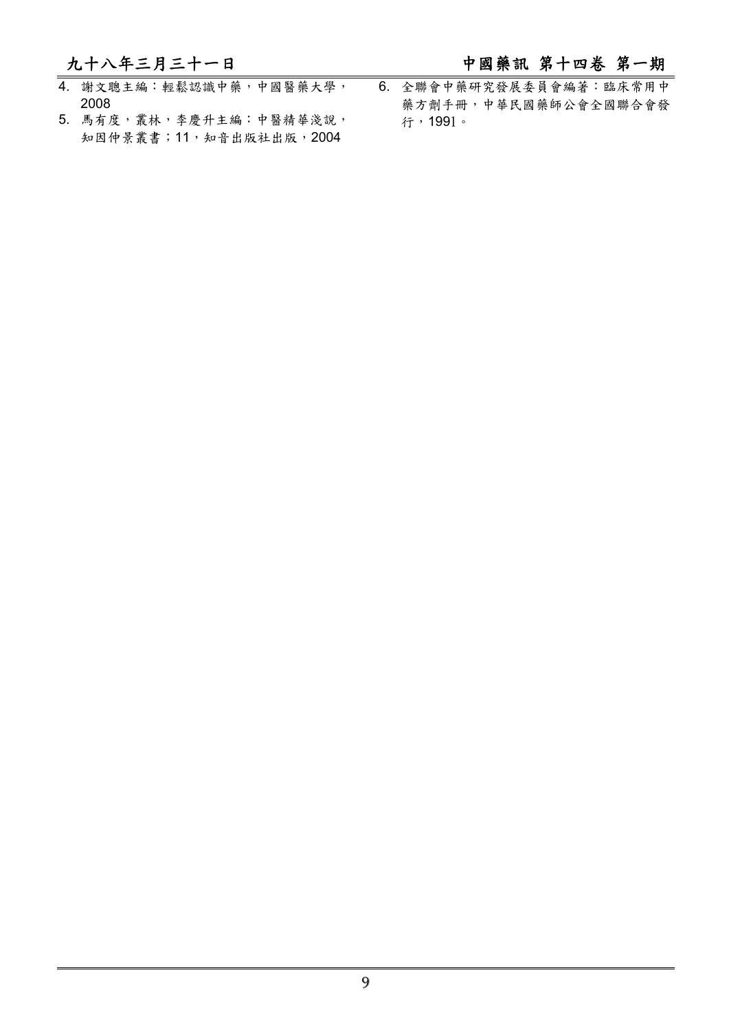4. 謝文聰主編：輕鬆認識中藥，中國醫藥大學，2008
5. 馬有度，叢林，李慶升主編：中醫精華淺說，知因仲景叢書；11，知音出版社出版，2004
6. 全聯會中藥研究發展委員會編著：臨床常用中藥方劑手冊，中華民國藥師公會全國聯合會發行，1991。